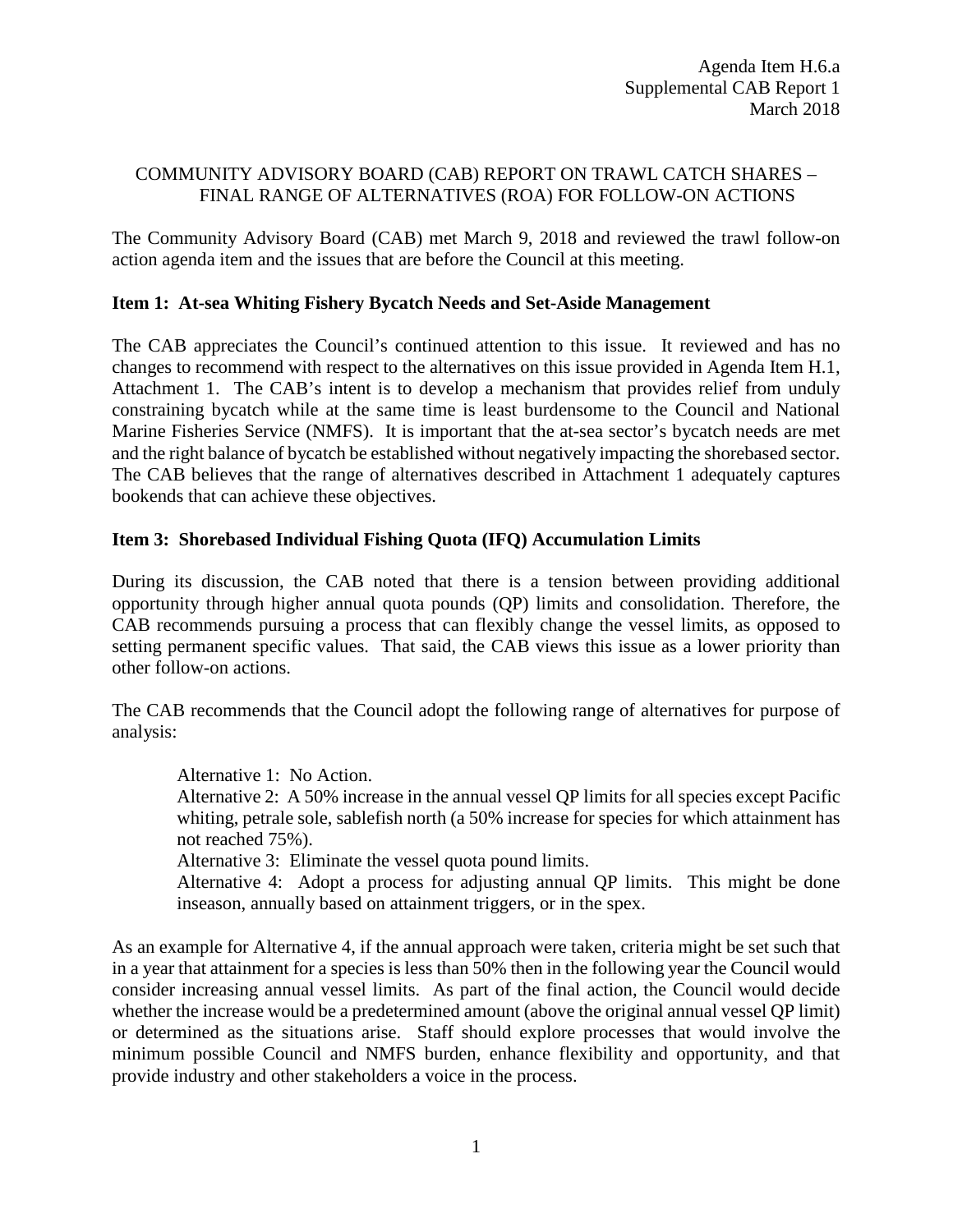Agenda Item H.6.a
Supplemental CAB Report 1
March 2018

# COMMUNITY ADVISORY BOARD (CAB) REPORT ON TRAWL CATCH SHARES – FINAL RANGE OF ALTERNATIVES (ROA) FOR FOLLOW-ON ACTIONS

The Community Advisory Board (CAB) met March 9, 2018 and reviewed the trawl follow-on action agenda item and the issues that are before the Council at this meeting.

**Item 1: At-sea Whiting Fishery Bycatch Needs and Set-Aside Management**

The CAB appreciates the Council's continued attention to this issue. It reviewed and has no changes to recommend with respect to the alternatives on this issue provided in Agenda Item H.1, Attachment 1. The CAB's intent is to develop a mechanism that provides relief from unduly constraining bycatch while at the same time is least burdensome to the Council and National Marine Fisheries Service (NMFS). It is important that the at-sea sector's bycatch needs are met and the right balance of bycatch be established without negatively impacting the shorebased sector. The CAB believes that the range of alternatives described in Attachment 1 adequately captures bookends that can achieve these objectives.

**Item 3: Shorebased Individual Fishing Quota (IFQ) Accumulation Limits**

During its discussion, the CAB noted that there is a tension between providing additional opportunity through higher annual quota pounds (QP) limits and consolidation. Therefore, the CAB recommends pursuing a process that can flexibly change the vessel limits, as opposed to setting permanent specific values. That said, the CAB views this issue as a lower priority than other follow-on actions.

The CAB recommends that the Council adopt the following range of alternatives for purpose of analysis:

> Alternative 1: No Action.
> Alternative 2: A 50% increase in the annual vessel QP limits for all species except Pacific whiting, petrale sole, sablefish north (a 50% increase for species for which attainment has not reached 75%).
> Alternative 3: Eliminate the vessel quota pound limits.
> Alternative 4: Adopt a process for adjusting annual QP limits. This might be done inseason, annually based on attainment triggers, or in the spex.

As an example for Alternative 4, if the annual approach were taken, criteria might be set such that in a year that attainment for a species is less than 50% then in the following year the Council would consider increasing annual vessel limits. As part of the final action, the Council would decide whether the increase would be a predetermined amount (above the original annual vessel QP limit) or determined as the situations arise. Staff should explore processes that would involve the minimum possible Council and NMFS burden, enhance flexibility and opportunity, and that provide industry and other stakeholders a voice in the process.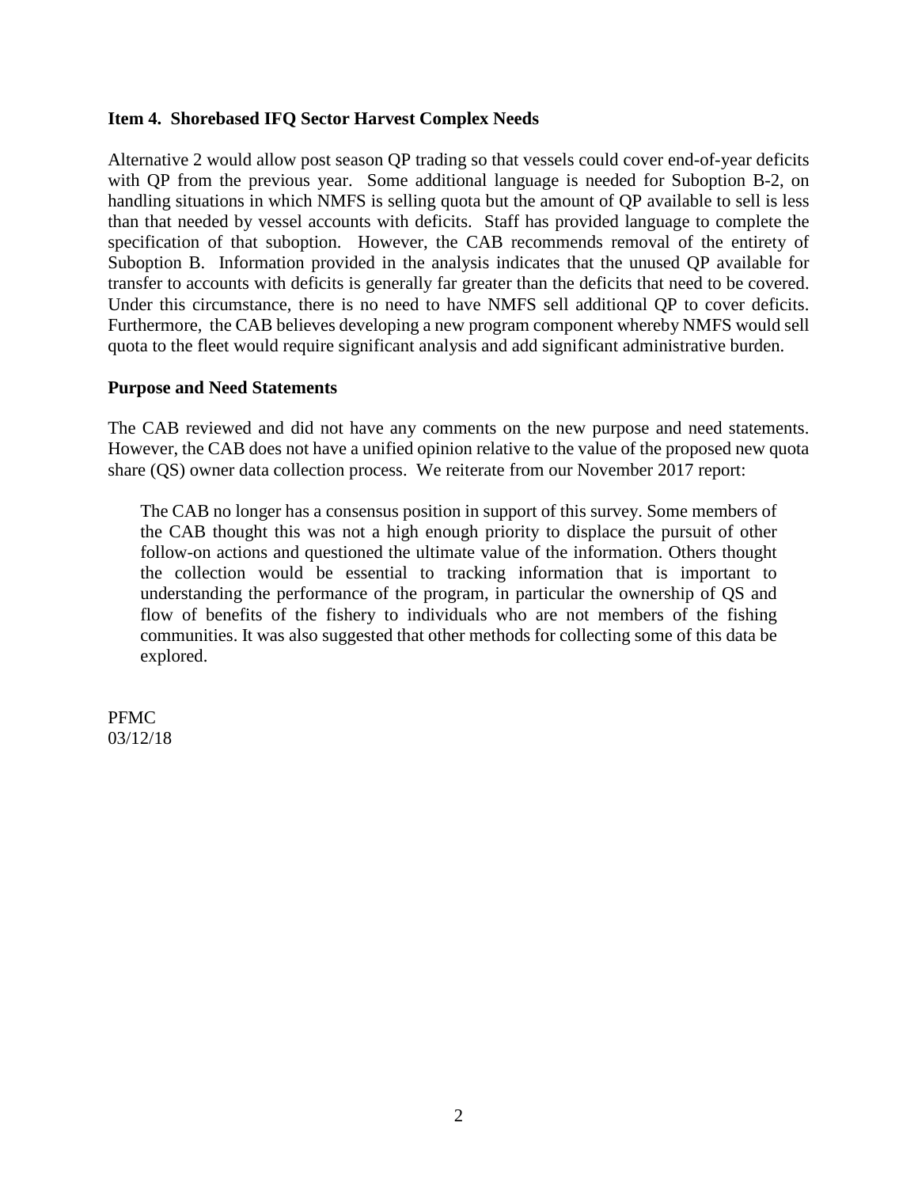**Item 4. Shorebased IFQ Sector Harvest Complex Needs**

Alternative 2 would allow post season QP trading so that vessels could cover end-of-year deficits with QP from the previous year. Some additional language is needed for Suboption B-2, on handling situations in which NMFS is selling quota but the amount of QP available to sell is less than that needed by vessel accounts with deficits. Staff has provided language to complete the specification of that suboption. However, the CAB recommends removal of the entirety of Suboption B. Information provided in the analysis indicates that the unused QP available for transfer to accounts with deficits is generally far greater than the deficits that need to be covered. Under this circumstance, there is no need to have NMFS sell additional QP to cover deficits. Furthermore, the CAB believes developing a new program component whereby NMFS would sell quota to the fleet would require significant analysis and add significant administrative burden.

**Purpose and Need Statements**

The CAB reviewed and did not have any comments on the new purpose and need statements. However, the CAB does not have a unified opinion relative to the value of the proposed new quota share (QS) owner data collection process. We reiterate from our November 2017 report:

> The CAB no longer has a consensus position in support of this survey. Some members of the CAB thought this was not a high enough priority to displace the pursuit of other follow-on actions and questioned the ultimate value of the information. Others thought the collection would be essential to tracking information that is important to understanding the performance of the program, in particular the ownership of QS and flow of benefits of the fishery to individuals who are not members of the fishing communities. It was also suggested that other methods for collecting some of this data be explored.

PFMC
03/12/18